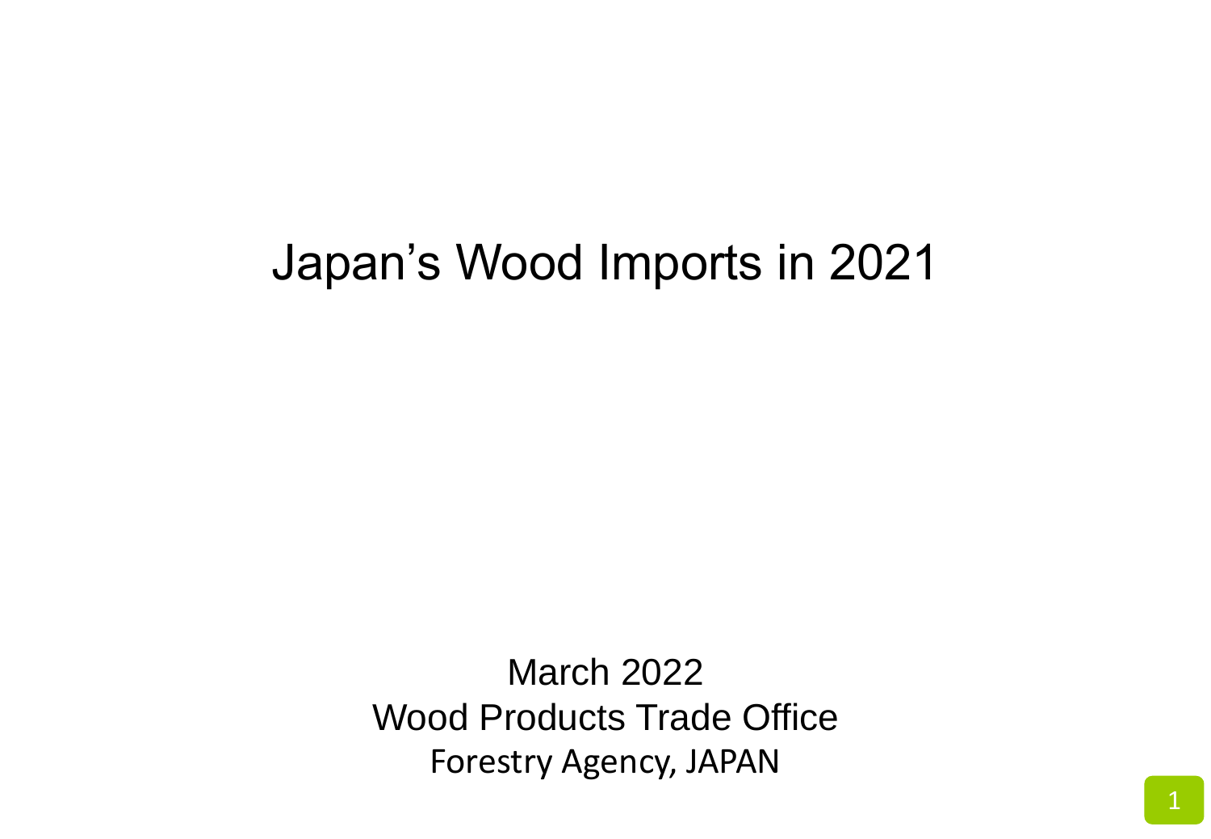# Japan's Wood Imports in 2021

March 2022
Wood Products Trade Office
Forestry Agency, JAPAN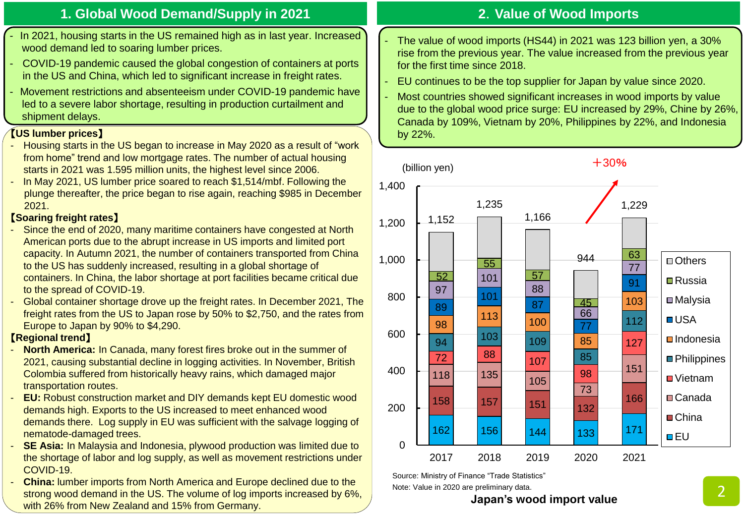## 1. Global Wood Demand/Supply in 2021

- In 2021, housing starts in the US remained high as in last year. Increased wood demand led to soaring lumber prices.
- COVID-19 pandemic caused the global congestion of containers at ports in the US and China, which led to significant increase in freight rates.
- Movement restrictions and absenteeism under COVID-19 pandemic have led to a severe labor shortage, resulting in production curtailment and shipment delays.

**【US lumber prices】**

- Housing starts in the US began to increase in May 2020 as a result of "work from home" trend and low mortgage rates. The number of actual housing starts in 2021 was 1.595 million units, the highest level since 2006.
- In May 2021, US lumber price soared to reach $1,514/mbf. Following the plunge thereafter, the price began to rise again, reaching $985 in December 2021.

**【Soaring freight rates】**

- Since the end of 2020, many maritime containers have congested at North American ports due to the abrupt increase in US imports and limited port capacity. In Autumn 2021, the number of containers transported from China to the US has suddenly increased, resulting in a global shortage of containers. In China, the labor shortage at port facilities became critical due to the spread of COVID-19.
- Global container shortage drove up the freight rates. In December 2021, The freight rates from the US to Japan rose by 50% to $2,750, and the rates from Europe to Japan by 90% to $4,290.

**【Regional trend】**

- **North America:** In Canada, many forest fires broke out in the summer of 2021, causing substantial decline in logging activities. In November, British Colombia suffered from historically heavy rains, which damaged major transportation routes.
- **EU:** Robust construction market and DIY demands kept EU domestic wood demands high. Exports to the US increased to meet enhanced wood demands there. Log supply in EU was sufficient with the salvage logging of nematode-damaged trees.
- **SE Asia:** In Malaysia and Indonesia, plywood production was limited due to the shortage of labor and log supply, as well as movement restrictions under COVID-19.
- **China:** lumber imports from North America and Europe declined due to the strong wood demand in the US. The volume of log imports increased by 6%, with 26% from New Zealand and 15% from Germany.

## 2. Value of Wood Imports

- The value of wood imports (HS44) in 2021 was 123 billion yen, a 30% rise from the previous year. The value increased from the previous year for the first time since 2018.
- EU continues to be the top supplier for Japan by value since 2020.
- Most countries showed significant increases in wood imports by value due to the global wood price surge: EU increased by 29%, Chine by 26%, Canada by 109%, Vietnam by 20%, Philippines by 22%, and Indonesia by 22%.

(billion yen)

| | 2017 | 2018 | 2019 | 2020 | 2021 |
|---|---|---|---|---|---|
| EU | 162 | 156 | 144 | 133 | 171 |
| China | 158 | 157 | 151 | 132 | 166 |
| Canada | 118 | 135 | 105 | 73 | 151 |
| Vietnam | 72 | 88 | 107 | 98 | 127 |
| Philippines | 94 | 103 | 109 | 85 | 112 |
| Indonesia | 98 | 113 | 100 | 85 | 103 |
| USA | 89 | 101 | 87 | 77 | 91 |
| Malysia | 97 | 101 | 88 | 66 | 77 |
| Russia | 52 | 55 | 57 | 45 | 63 |
| Others | | | | | |
| Total | 1,152 | 1,235 | 1,166 | 944 | 1,229 |

＋30%

Source: Ministry of Finance "Trade Statistics"

Note: Value in 2020 are preliminary data.

**Japan's wood import value**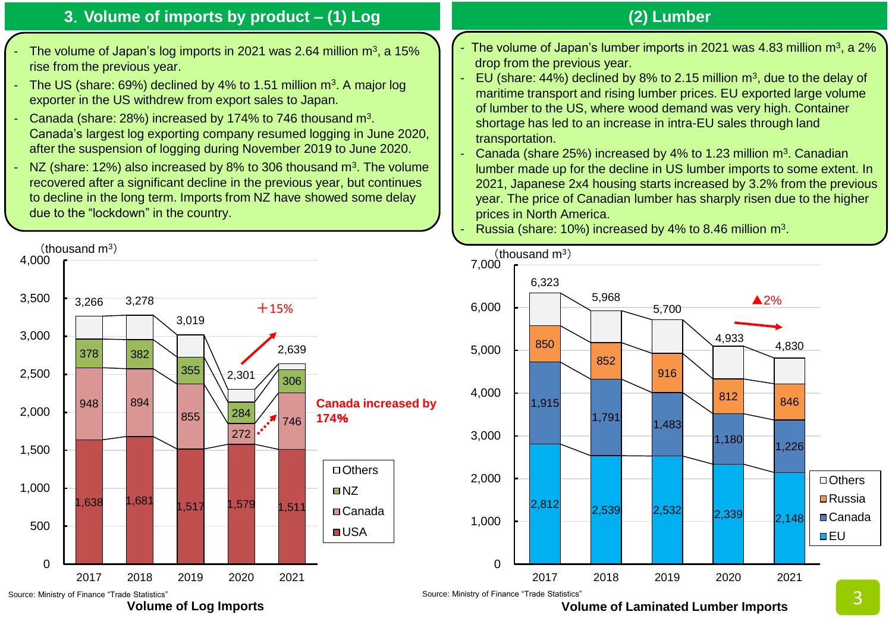## 3. Volume of imports by product – (1) Log

- The volume of Japan's log imports in 2021 was 2.64 million $m^3$, a 15% rise from the previous year.
- The US (share: 69%) declined by 4% to 1.51 million $m^3$. A major log exporter in the US withdrew from export sales to Japan.
- Canada (share: 28%) increased by 174% to 746 thousand $m^3$. Canada's largest log exporting company resumed logging in June 2020, after the suspension of logging during November 2019 to June 2020.
- NZ (share: 12%) also increased by 8% to 306 thousand $m^3$. The volume recovered after a significant decline in the previous year, but continues to decline in the long term. Imports from NZ have showed some delay due to the "lockdown" in the country.

(thousand $m^3$)

| | 2017 | 2018 | 2019 | 2020 | 2021 |
|---|---|---|---|---|---|
| USA | 1,638 | 1,681 | 1,517 | 1,579 | 1,511 |
| Canada | 948 | 894 | 855 | 272 | 746 |
| NZ | 378 | 382 | 355 | 284 | 306 |
| Total | 3,266 | 3,278 | 3,019 | 2,301 | 2,639 |

+15%

Canada increased by 174%

Source: Ministry of Finance "Trade Statistics"

**Volume of Log Imports**

## (2) Lumber

- The volume of Japan's lumber imports in 2021 was 4.83 million $m^3$, a 2% drop from the previous year.
- EU (share: 44%) declined by 8% to 2.15 million $m^3$, due to the delay of maritime transport and rising lumber prices. EU exported large volume of lumber to the US, where wood demand was very high. Container shortage has led to an increase in intra-EU sales through land transportation.
- Canada (share 25%) increased by 4% to 1.23 million $m^3$. Canadian lumber made up for the decline in US lumber imports to some extent. In 2021, Japanese 2x4 housing starts increased by 3.2% from the previous year. The price of Canadian lumber has sharply risen due to the higher prices in North America.
- Russia (share: 10%) increased by 4% to 8.46 million $m^3$.

(thousand $m^3$)

| | 2017 | 2018 | 2019 | 2020 | 2021 |
|---|---|---|---|---|---|
| EU | 2,812 | 2,539 | 2,532 | 2,339 | 2,148 |
| Canada | 1,915 | 1,791 | 1,483 | 1,180 | 1,226 |
| Russia | 850 | 852 | 916 | 812 | 846 |
| Total | 6,323 | 5,968 | 5,700 | 4,933 | 4,830 |

▲2%

Source: Ministry of Finance "Trade Statistics"

**Volume of Laminated Lumber Imports**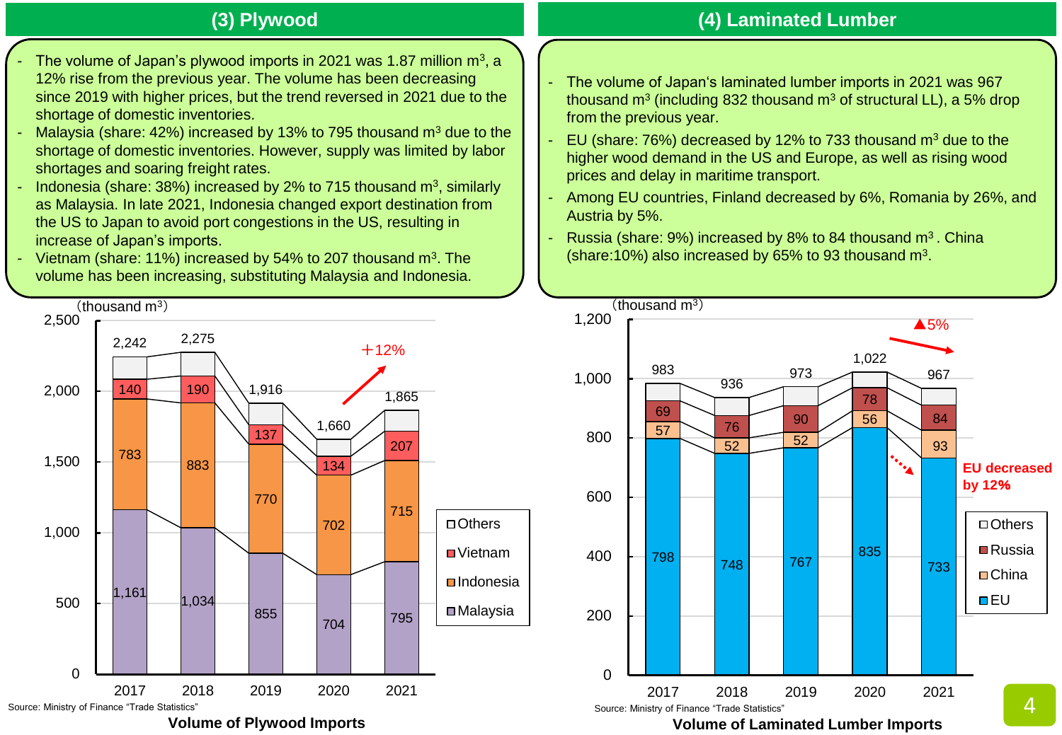## (3) Plywood

- The volume of Japan's plywood imports in 2021 was 1.87 million m$^3$, a 12% rise from the previous year. The volume has been decreasing since 2019 with higher prices, but the trend reversed in 2021 due to the shortage of domestic inventories.
- Malaysia (share: 42%) increased by 13% to 795 thousand m$^3$ due to the shortage of domestic inventories. However, supply was limited by labor shortages and soaring freight rates.
- Indonesia (share: 38%) increased by 2% to 715 thousand m$^3$, similarly as Malaysia. In late 2021, Indonesia changed export destination from the US to Japan to avoid port congestions in the US, resulting in increase of Japan's imports.
- Vietnam (share: 11%) increased by 54% to 207 thousand m$^3$. The volume has been increasing, substituting Malaysia and Indonesia.

(thousand m$^3$)

| | 2017 | 2018 | 2019 | 2020 | 2021 |
|---|---|---|---|---|---|
| Malaysia | 1,161 | 1,034 | 855 | 704 | 795 |
| Indonesia | 783 | 883 | 770 | 702 | 715 |
| Vietnam | 140 | 190 | 137 | 134 | 207 |
| Total | 2,242 | 2,275 | 1,916 | 1,660 | 1,865 |

＋12%

Source: Ministry of Finance "Trade Statistics"

**Volume of Plywood Imports**

## (4) Laminated Lumber

- The volume of Japan's laminated lumber imports in 2021 was 967 thousand m$^3$ (including 832 thousand m$^3$ of structural LL), a 5% drop from the previous year.
- EU (share: 76%) decreased by 12% to 733 thousand m$^3$ due to the higher wood demand in the US and Europe, as well as rising wood prices and delay in maritime transport.
- Among EU countries, Finland decreased by 6%, Romania by 26%, and Austria by 5%.
- Russia (share: 9%) increased by 8% to 84 thousand m$^3$ . China (share:10%) also increased by 65% to 93 thousand m$^3$.

(thousand m$^3$)

| | 2017 | 2018 | 2019 | 2020 | 2021 |
|---|---|---|---|---|---|
| EU | 798 | 748 | 767 | 835 | 733 |
| China | 57 | 52 | 52 | 56 | 93 |
| Russia | 69 | 76 | 90 | 78 | 84 |
| Total | 983 | 936 | 973 | 1,022 | 967 |

▲5%

EU decreased by 12%

Source: Ministry of Finance "Trade Statistics"

**Volume of Laminated Lumber Imports**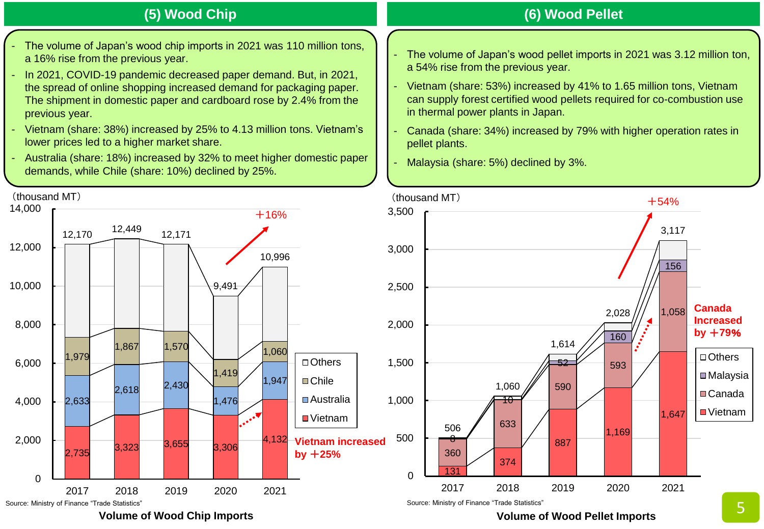## (5) Wood Chip

- The volume of Japan's wood chip imports in 2021 was 110 million tons, a 16% rise from the previous year.
- In 2021, COVID-19 pandemic decreased paper demand. But, in 2021, the spread of online shopping increased demand for packaging paper. The shipment in domestic paper and cardboard rose by 2.4% from the previous year.
- Vietnam (share: 38%) increased by 25% to 4.13 million tons. Vietnam's lower prices led to a higher market share.
- Australia (share: 18%) increased by 32% to meet higher domestic paper demands, while Chile (share: 10%) declined by 25%.

(thousand MT)

14,000
12,000
10,000
8,000
6,000
4,000
2,000
0

2017: 12,170 — 1,979, 2,633, 2,735
2018: 12,449 — 1,867, 2,618, 3,323
2019: 12,171 — 1,570, 2,430, 3,655
2020: 9,491 — 1,419, 1,476, 3,306
2021: 10,996 — 1,060, 1,947, 4,132

＋16%

Vietnam increased by ＋25%

Others
Chile
Australia
Vietnam

Source: Ministry of Finance "Trade Statistics"

**Volume of Wood Chip Imports**

## (6) Wood Pellet

- The volume of Japan's wood pellet imports in 2021 was 3.12 million ton, a 54% rise from the previous year.
- Vietnam (share: 53%) increased by 41% to 1.65 million tons, Vietnam can supply forest certified wood pellets required for co-combustion use in thermal power plants in Japan.
- Canada (share: 34%) increased by 79% with higher operation rates in pellet plants.
- Malaysia (share: 5%) declined by 3%.

(thousand MT)

3,500
3,000
2,500
2,000
1,500
1,000
500
0

2017: 506 — 8, 360, 131
2018: 1,060 — 10, 633, 374
2019: 1,614 — 52, 590, 887
2020: 2,028 — 160, 593, 1,169
2021: 3,117 — 156, 1,058, 1,647

＋54%

Canada Increased by ＋79%

Others
Malaysia
Canada
Vietnam

Source: Ministry of Finance "Trade Statistics"

**Volume of Wood Pellet Imports**